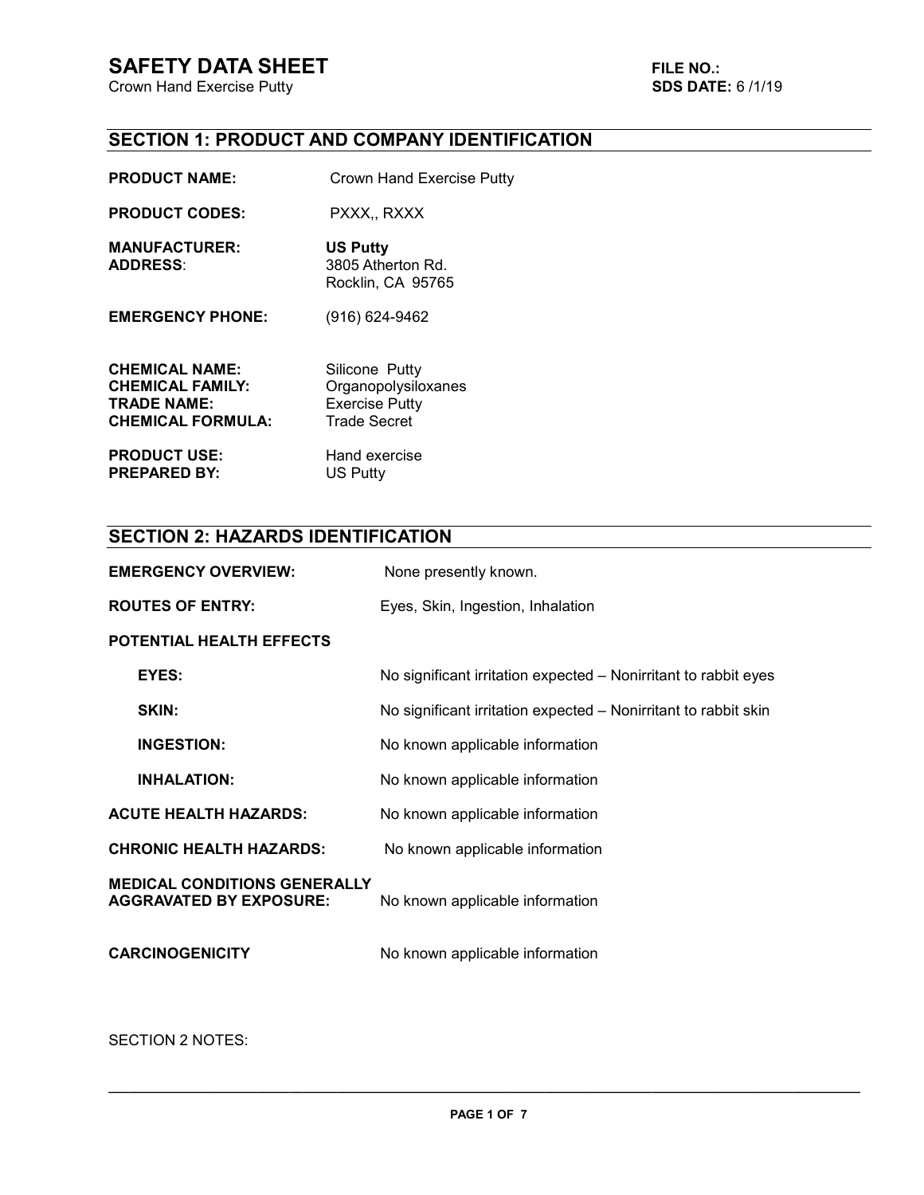# SAFETY DATA SHEET

Crown Hand Exercise Putty

**FILE NO.:**
**SDS DATE:** 6 /1/19

## SECTION 1: PRODUCT AND COMPANY IDENTIFICATION

**PRODUCT NAME:** Crown Hand Exercise Putty

**PRODUCT CODES:** PXXX,, RXXX

**MANUFACTURER:** **US Putty**
**ADDRESS**: 3805 Atherton Rd.
Rocklin, CA 95765

**EMERGENCY PHONE:** (916) 624-9462

**CHEMICAL NAME:** Silicone Putty
**CHEMICAL FAMILY:** Organopolysiloxanes
**TRADE NAME:** Exercise Putty
**CHEMICAL FORMULA:** Trade Secret

**PRODUCT USE:** Hand exercise
**PREPARED BY:** US Putty

## SECTION 2: HAZARDS IDENTIFICATION

**EMERGENCY OVERVIEW:** None presently known.

**ROUTES OF ENTRY:** Eyes, Skin, Ingestion, Inhalation

**POTENTIAL HEALTH EFFECTS**

- **EYES:** No significant irritation expected – Nonirritant to rabbit eyes
- **SKIN:** No significant irritation expected – Nonirritant to rabbit skin
- **INGESTION:** No known applicable information
- **INHALATION:** No known applicable information

**ACUTE HEALTH HAZARDS:** No known applicable information

**CHRONIC HEALTH HAZARDS:** No known applicable information

**MEDICAL CONDITIONS GENERALLY AGGRAVATED BY EXPOSURE:** No known applicable information

**CARCINOGENICITY** No known applicable information

SECTION 2 NOTES: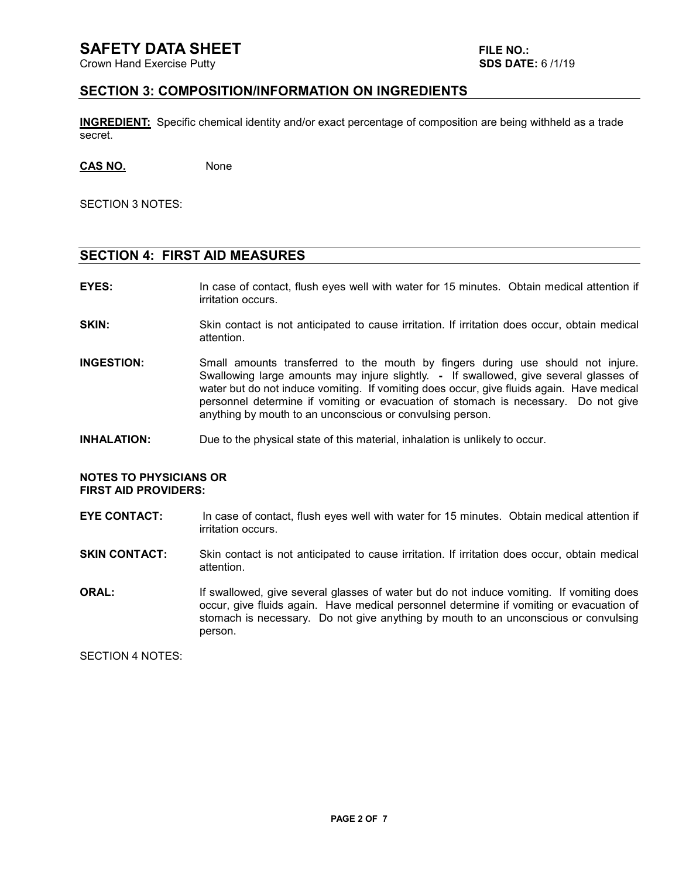## SECTION 3: COMPOSITION/INFORMATION ON INGREDIENTS

**INGREDIENT:** Specific chemical identity and/or exact percentage of composition are being withheld as a trade secret.

**CAS NO.** None

SECTION 3 NOTES:

## SECTION 4: FIRST AID MEASURES

**EYES:** In case of contact, flush eyes well with water for 15 minutes. Obtain medical attention if irritation occurs.

**SKIN:** Skin contact is not anticipated to cause irritation. If irritation does occur, obtain medical attention.

**INGESTION:** Small amounts transferred to the mouth by fingers during use should not injure. Swallowing large amounts may injure slightly. - If swallowed, give several glasses of water but do not induce vomiting. If vomiting does occur, give fluids again. Have medical personnel determine if vomiting or evacuation of stomach is necessary. Do not give anything by mouth to an unconscious or convulsing person.

**INHALATION:** Due to the physical state of this material, inhalation is unlikely to occur.

**NOTES TO PHYSICIANS OR FIRST AID PROVIDERS:**

**EYE CONTACT:** In case of contact, flush eyes well with water for 15 minutes. Obtain medical attention if irritation occurs.

**SKIN CONTACT:** Skin contact is not anticipated to cause irritation. If irritation does occur, obtain medical attention.

**ORAL:** If swallowed, give several glasses of water but do not induce vomiting. If vomiting does occur, give fluids again. Have medical personnel determine if vomiting or evacuation of stomach is necessary. Do not give anything by mouth to an unconscious or convulsing person.

SECTION 4 NOTES: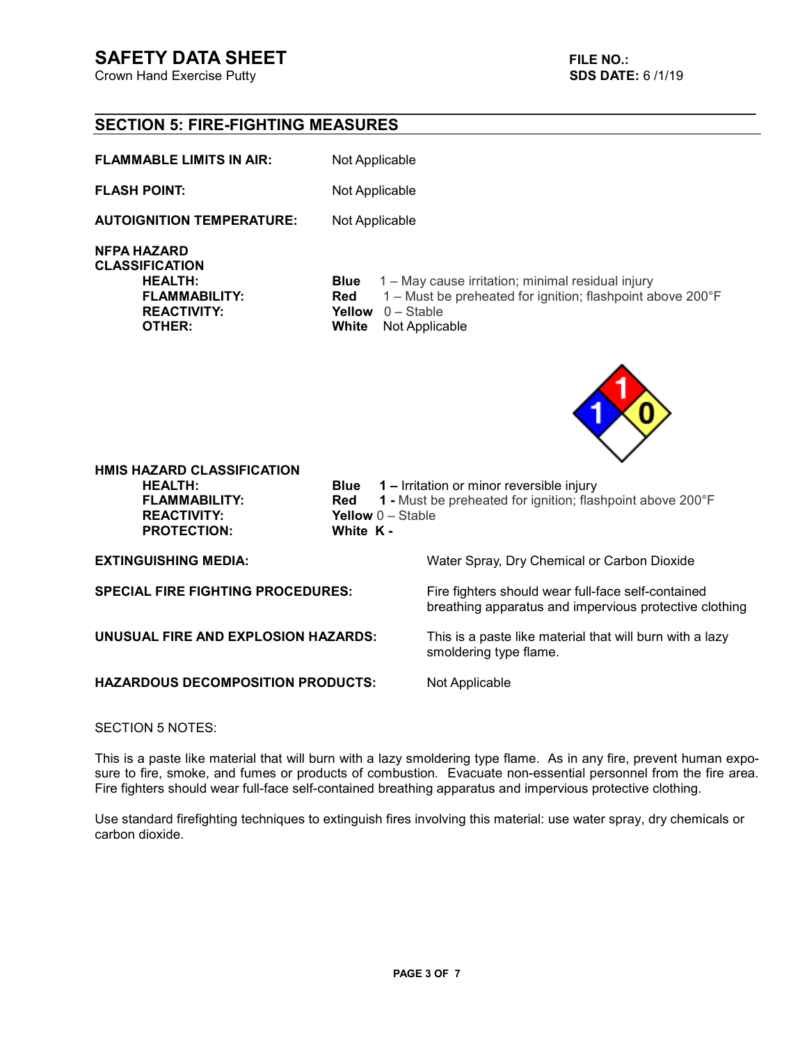# SAFETY DATA SHEET

Crown Hand Exercise Putty

**FILE NO.:**
**SDS DATE:** 6 /1/19

## SECTION 5: FIRE-FIGHTING MEASURES

**FLAMMABLE LIMITS IN AIR:** Not Applicable

**FLASH POINT:** Not Applicable

**AUTOIGNITION TEMPERATURE:** Not Applicable

**NFPA HAZARD CLASSIFICATION**

| | | |
|---|---|---|
| **HEALTH:** | **Blue** | 1 – May cause irritation; minimal residual injury |
| **FLAMMABILITY:** | **Red** | 1 – Must be preheated for ignition; flashpoint above 200°F |
| **REACTIVITY:** | **Yellow** | 0 – Stable |
| **OTHER:** | **White** | Not Applicable |

**HMIS HAZARD CLASSIFICATION**

| | | |
|---|---|---|
| **HEALTH:** | **Blue** | **1 –** Irritation or minor reversible injury |
| **FLAMMABILITY:** | **Red** | **1 -** Must be preheated for ignition; flashpoint above 200°F |
| **REACTIVITY:** | **Yellow** | 0 – Stable |
| **PROTECTION:** | **White** | **K -** |

**EXTINGUISHING MEDIA:** Water Spray, Dry Chemical or Carbon Dioxide

**SPECIAL FIRE FIGHTING PROCEDURES:** Fire fighters should wear full-face self-contained breathing apparatus and impervious protective clothing

**UNUSUAL FIRE AND EXPLOSION HAZARDS:** This is a paste like material that will burn with a lazy smoldering type flame.

**HAZARDOUS DECOMPOSITION PRODUCTS:** Not Applicable

SECTION 5 NOTES:

This is a paste like material that will burn with a lazy smoldering type flame. As in any fire, prevent human exposure to fire, smoke, and fumes or products of combustion. Evacuate non-essential personnel from the fire area. Fire fighters should wear full-face self-contained breathing apparatus and impervious protective clothing.

Use standard firefighting techniques to extinguish fires involving this material: use water spray, dry chemicals or carbon dioxide.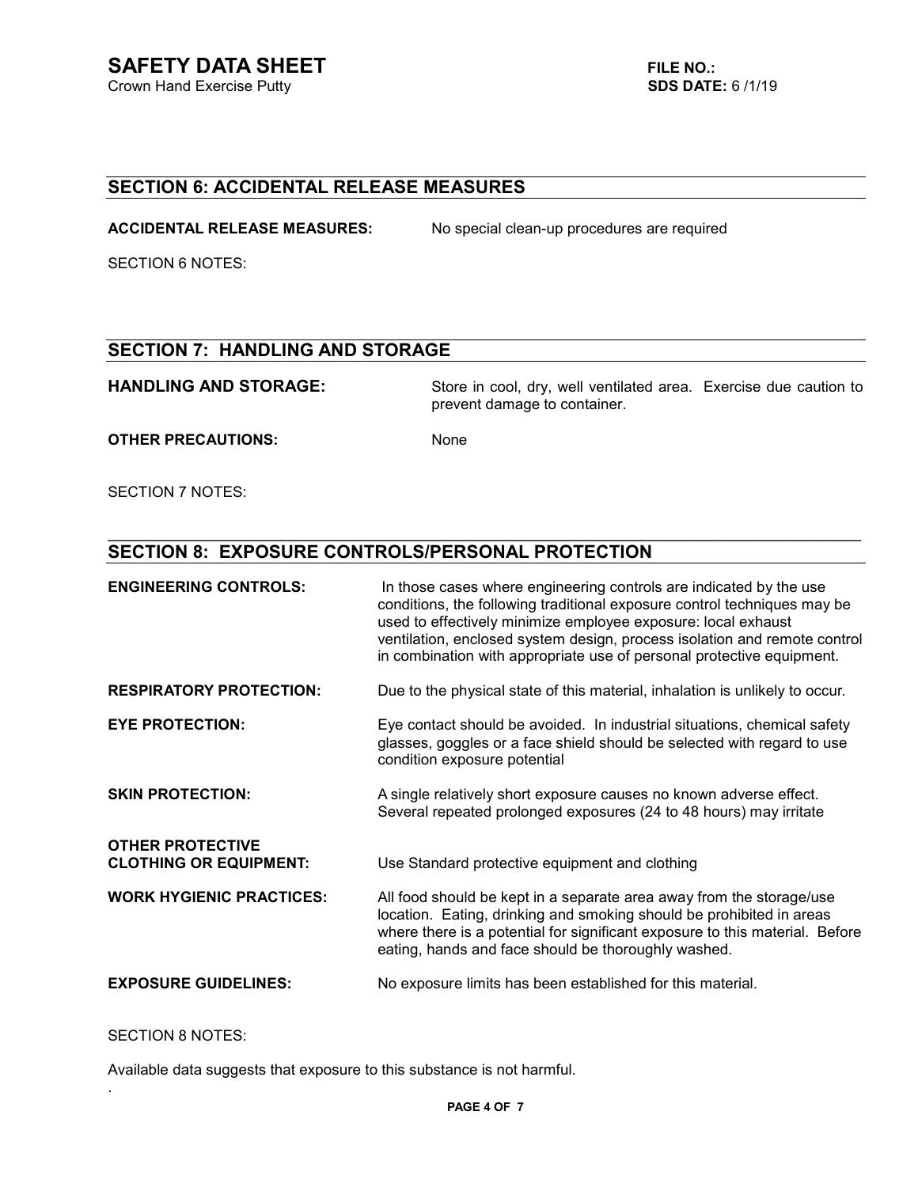## SECTION 6: ACCIDENTAL RELEASE MEASURES

**ACCIDENTAL RELEASE MEASURES:** No special clean-up procedures are required

SECTION 6 NOTES:

## SECTION 7: HANDLING AND STORAGE

**HANDLING AND STORAGE:** Store in cool, dry, well ventilated area. Exercise due caution to prevent damage to container.

**OTHER PRECAUTIONS:** None

SECTION 7 NOTES:

## SECTION 8: EXPOSURE CONTROLS/PERSONAL PROTECTION

**ENGINEERING CONTROLS:** In those cases where engineering controls are indicated by the use conditions, the following traditional exposure control techniques may be used to effectively minimize employee exposure: local exhaust ventilation, enclosed system design, process isolation and remote control in combination with appropriate use of personal protective equipment.

**RESPIRATORY PROTECTION:** Due to the physical state of this material, inhalation is unlikely to occur.

**EYE PROTECTION:** Eye contact should be avoided. In industrial situations, chemical safety glasses, goggles or a face shield should be selected with regard to use condition exposure potential

**SKIN PROTECTION:** A single relatively short exposure causes no known adverse effect. Several repeated prolonged exposures (24 to 48 hours) may irritate

**OTHER PROTECTIVE CLOTHING OR EQUIPMENT:** Use Standard protective equipment and clothing

**WORK HYGIENIC PRACTICES:** All food should be kept in a separate area away from the storage/use location. Eating, drinking and smoking should be prohibited in areas where there is a potential for significant exposure to this material. Before eating, hands and face should be thoroughly washed.

**EXPOSURE GUIDELINES:** No exposure limits has been established for this material.

SECTION 8 NOTES:

Available data suggests that exposure to this substance is not harmful.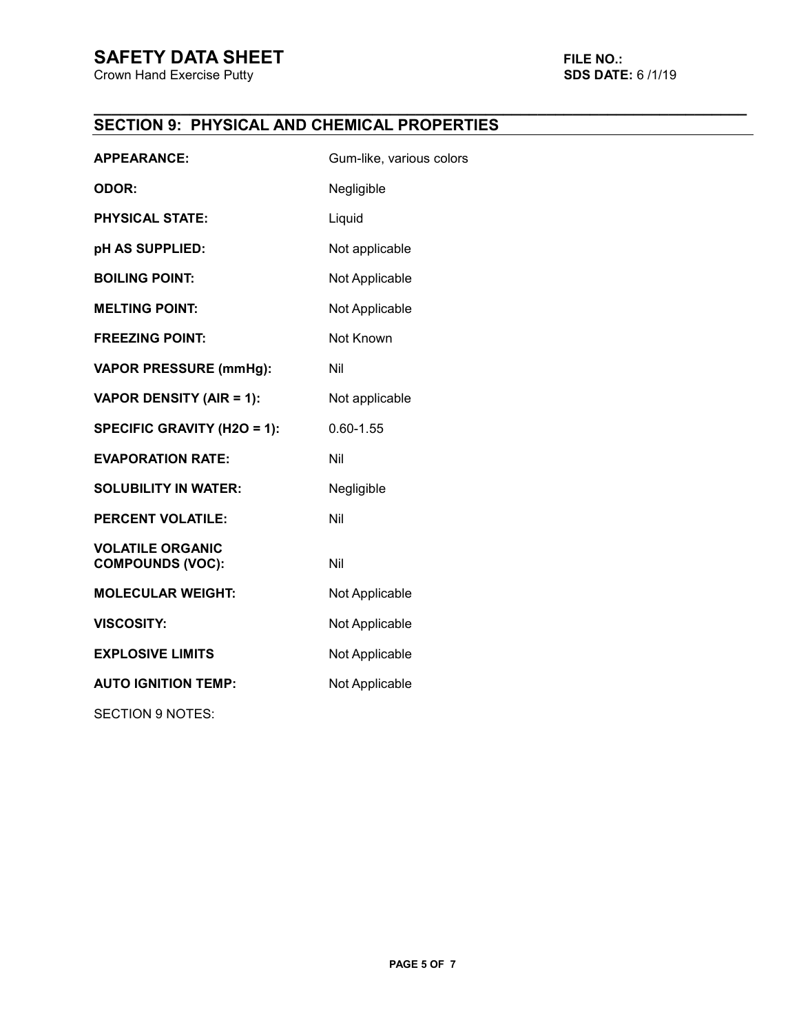## SECTION 9: PHYSICAL AND CHEMICAL PROPERTIES

| | |
|---|---|
| **APPEARANCE:** | Gum-like, various colors |
| **ODOR:** | Negligible |
| **PHYSICAL STATE:** | Liquid |
| **pH AS SUPPLIED:** | Not applicable |
| **BOILING POINT:** | Not Applicable |
| **MELTING POINT:** | Not Applicable |
| **FREEZING POINT:** | Not Known |
| **VAPOR PRESSURE (mmHg):** | Nil |
| **VAPOR DENSITY (AIR = 1):** | Not applicable |
| **SPECIFIC GRAVITY (H2O = 1):** | 0.60-1.55 |
| **EVAPORATION RATE:** | Nil |
| **SOLUBILITY IN WATER:** | Negligible |
| **PERCENT VOLATILE:** | Nil |
| **VOLATILE ORGANIC COMPOUNDS (VOC):** | Nil |
| **MOLECULAR WEIGHT:** | Not Applicable |
| **VISCOSITY:** | Not Applicable |
| **EXPLOSIVE LIMITS** | Not Applicable |
| **AUTO IGNITION TEMP:** | Not Applicable |

SECTION 9 NOTES: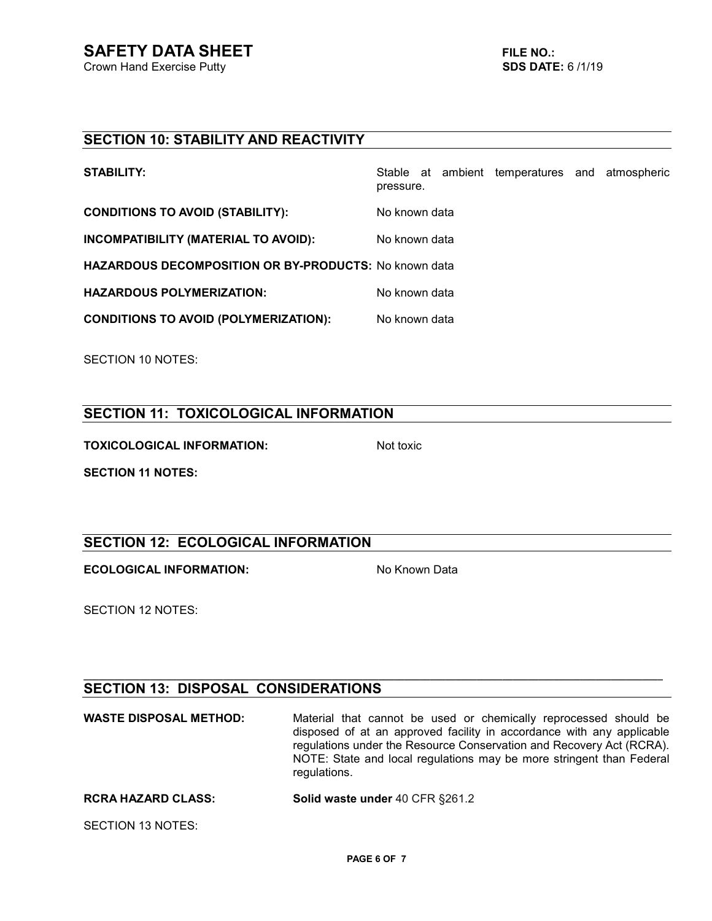## SECTION 10: STABILITY AND REACTIVITY

**STABILITY:** Stable at ambient temperatures and atmospheric pressure.

**CONDITIONS TO AVOID (STABILITY):** No known data

**INCOMPATIBILITY (MATERIAL TO AVOID):** No known data

**HAZARDOUS DECOMPOSITION OR BY-PRODUCTS:** No known data

**HAZARDOUS POLYMERIZATION:** No known data

**CONDITIONS TO AVOID (POLYMERIZATION):** No known data

SECTION 10 NOTES:

## SECTION 11: TOXICOLOGICAL INFORMATION

**TOXICOLOGICAL INFORMATION:** Not toxic

**SECTION 11 NOTES:**

## SECTION 12: ECOLOGICAL INFORMATION

**ECOLOGICAL INFORMATION:** No Known Data

SECTION 12 NOTES:

## SECTION 13: DISPOSAL CONSIDERATIONS

**WASTE DISPOSAL METHOD:** Material that cannot be used or chemically reprocessed should be disposed of at an approved facility in accordance with any applicable regulations under the Resource Conservation and Recovery Act (RCRA). NOTE: State and local regulations may be more stringent than Federal regulations.

**RCRA HAZARD CLASS:** **Solid waste under** 40 CFR §261.2

SECTION 13 NOTES: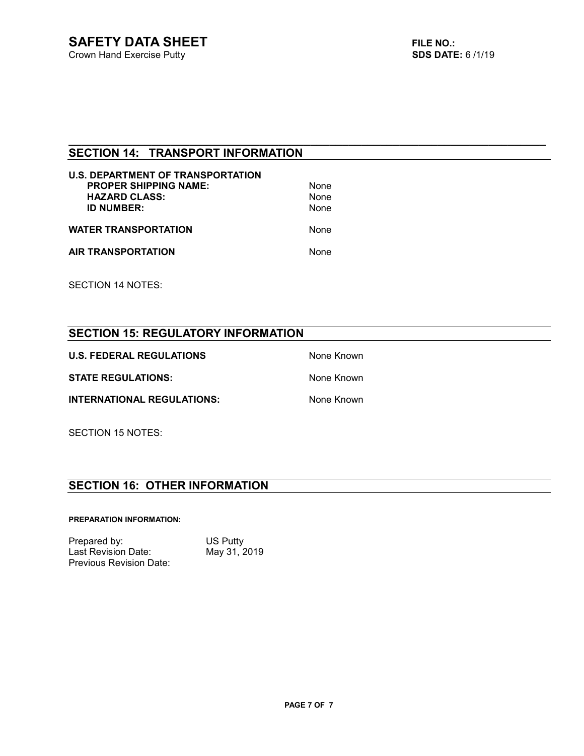## SECTION 14: TRANSPORT INFORMATION

| | |
|---|---|
| **U.S. DEPARTMENT OF TRANSPORTATION** | |
| **PROPER SHIPPING NAME:** | None |
| **HAZARD CLASS:** | None |
| **ID NUMBER:** | None |
| **WATER TRANSPORTATION** | None |
| **AIR TRANSPORTATION** | None |

SECTION 14 NOTES:

## SECTION 15: REGULATORY INFORMATION

| | |
|---|---|
| **U.S. FEDERAL REGULATIONS** | None Known |
| **STATE REGULATIONS:** | None Known |
| **INTERNATIONAL REGULATIONS:** | None Known |

SECTION 15 NOTES:

## SECTION 16: OTHER INFORMATION

**PREPARATION INFORMATION:**

| | |
|---|---|
| Prepared by: | US Putty |
| Last Revision Date: | May 31, 2019 |
| Previous Revision Date: | |